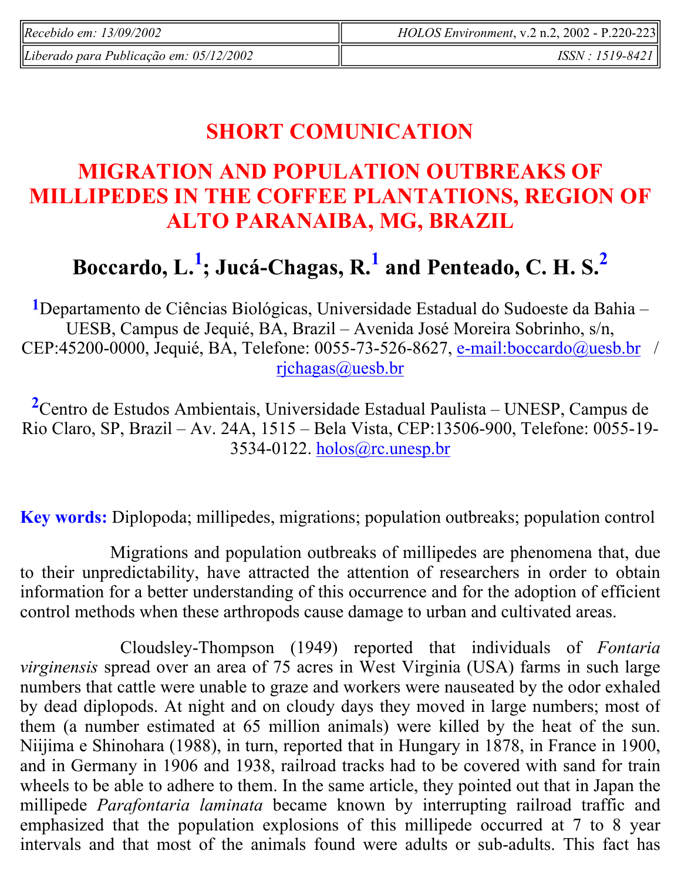# SHORT COMUNICATION

# MIGRATION AND POPULATION OUTBREAKS OF MILLIPEDES IN THE COFFEE PLANTATIONS, REGION OF ALTO PARANAIBA, MG, BRAZIL

## Boccardo, L.[1]; Jucá-Chagas, R.[1] and Penteado, C. H. S.[2]

[1]Departamento de Ciências Biológicas, Universidade Estadual do Sudoeste da Bahia – UESB, Campus de Jequié, BA, Brazil – Avenida José Moreira Sobrinho, s/n, CEP:45200-0000, Jequié, BA, Telefone: 0055-73-526-8627, e-mail:boccardo@uesb.br / rjchagas@uesb.br

[2]Centro de Estudos Ambientais, Universidade Estadual Paulista – UNESP, Campus de Rio Claro, SP, Brazil – Av. 24A, 1515 – Bela Vista, CEP:13506-900, Telefone: 0055-19-3534-0122. holos@rc.unesp.br

**Key words:** Diplopoda; millipedes, migrations; population outbreaks; population control

Migrations and population outbreaks of millipedes are phenomena that, due to their unpredictability, have attracted the attention of researchers in order to obtain information for a better understanding of this occurrence and for the adoption of efficient control methods when these arthropods cause damage to urban and cultivated areas.

Cloudsley-Thompson (1949) reported that individuals of *Fontaria virginensis* spread over an area of 75 acres in West Virginia (USA) farms in such large numbers that cattle were unable to graze and workers were nauseated by the odor exhaled by dead diplopods. At night and on cloudy days they moved in large numbers; most of them (a number estimated at 65 million animals) were killed by the heat of the sun. Niijima e Shinohara (1988), in turn, reported that in Hungary in 1878, in France in 1900, and in Germany in 1906 and 1938, railroad tracks had to be covered with sand for train wheels to be able to adhere to them. In the same article, they pointed out that in Japan the millipede *Parafontaria laminata* became known by interrupting railroad traffic and emphasized that the population explosions of this millipede occurred at 7 to 8 year intervals and that most of the animals found were adults or sub-adults. This fact has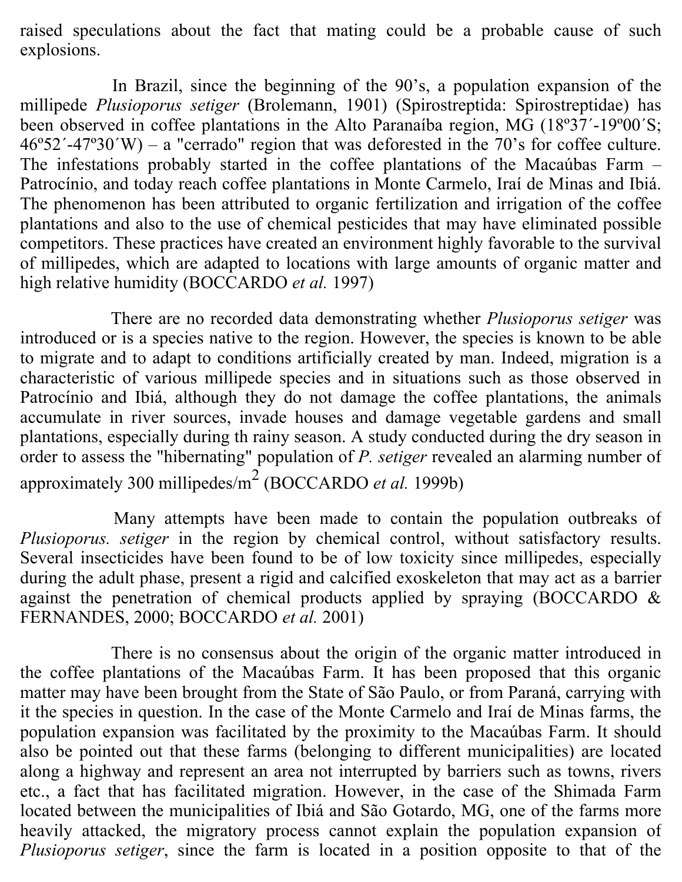raised speculations about the fact that mating could be a probable cause of such explosions.

In Brazil, since the beginning of the 90's, a population expansion of the millipede *Plusioporus setiger* (Brolemann, 1901) (Spirostreptida: Spirostreptidae) has been observed in coffee plantations in the Alto Paranaíba region, MG (18º37´-19º00´S; 46º52´-47º30´W) – a "cerrado" region that was deforested in the 70's for coffee culture. The infestations probably started in the coffee plantations of the Macaúbas Farm – Patrocínio, and today reach coffee plantations in Monte Carmelo, Iraí de Minas and Ibiá. The phenomenon has been attributed to organic fertilization and irrigation of the coffee plantations and also to the use of chemical pesticides that may have eliminated possible competitors. These practices have created an environment highly favorable to the survival of millipedes, which are adapted to locations with large amounts of organic matter and high relative humidity (BOCCARDO *et al.* 1997)

There are no recorded data demonstrating whether *Plusioporus setiger* was introduced or is a species native to the region. However, the species is known to be able to migrate and to adapt to conditions artificially created by man. Indeed, migration is a characteristic of various millipede species and in situations such as those observed in Patrocínio and Ibiá, although they do not damage the coffee plantations, the animals accumulate in river sources, invade houses and damage vegetable gardens and small plantations, especially during th rainy season. A study conducted during the dry season in order to assess the "hibernating" population of *P. setiger* revealed an alarming number of approximately 300 millipedes/m$^2$ (BOCCARDO *et al.* 1999b)

Many attempts have been made to contain the population outbreaks of *Plusioporus. setiger* in the region by chemical control, without satisfactory results. Several insecticides have been found to be of low toxicity since millipedes, especially during the adult phase, present a rigid and calcified exoskeleton that may act as a barrier against the penetration of chemical products applied by spraying (BOCCARDO & FERNANDES, 2000; BOCCARDO *et al.* 2001)

There is no consensus about the origin of the organic matter introduced in the coffee plantations of the Macaúbas Farm. It has been proposed that this organic matter may have been brought from the State of São Paulo, or from Paraná, carrying with it the species in question. In the case of the Monte Carmelo and Iraí de Minas farms, the population expansion was facilitated by the proximity to the Macaúbas Farm. It should also be pointed out that these farms (belonging to different municipalities) are located along a highway and represent an area not interrupted by barriers such as towns, rivers etc., a fact that has facilitated migration. However, in the case of the Shimada Farm located between the municipalities of Ibiá and São Gotardo, MG, one of the farms more heavily attacked, the migratory process cannot explain the population expansion of *Plusioporus setiger*, since the farm is located in a position opposite to that of the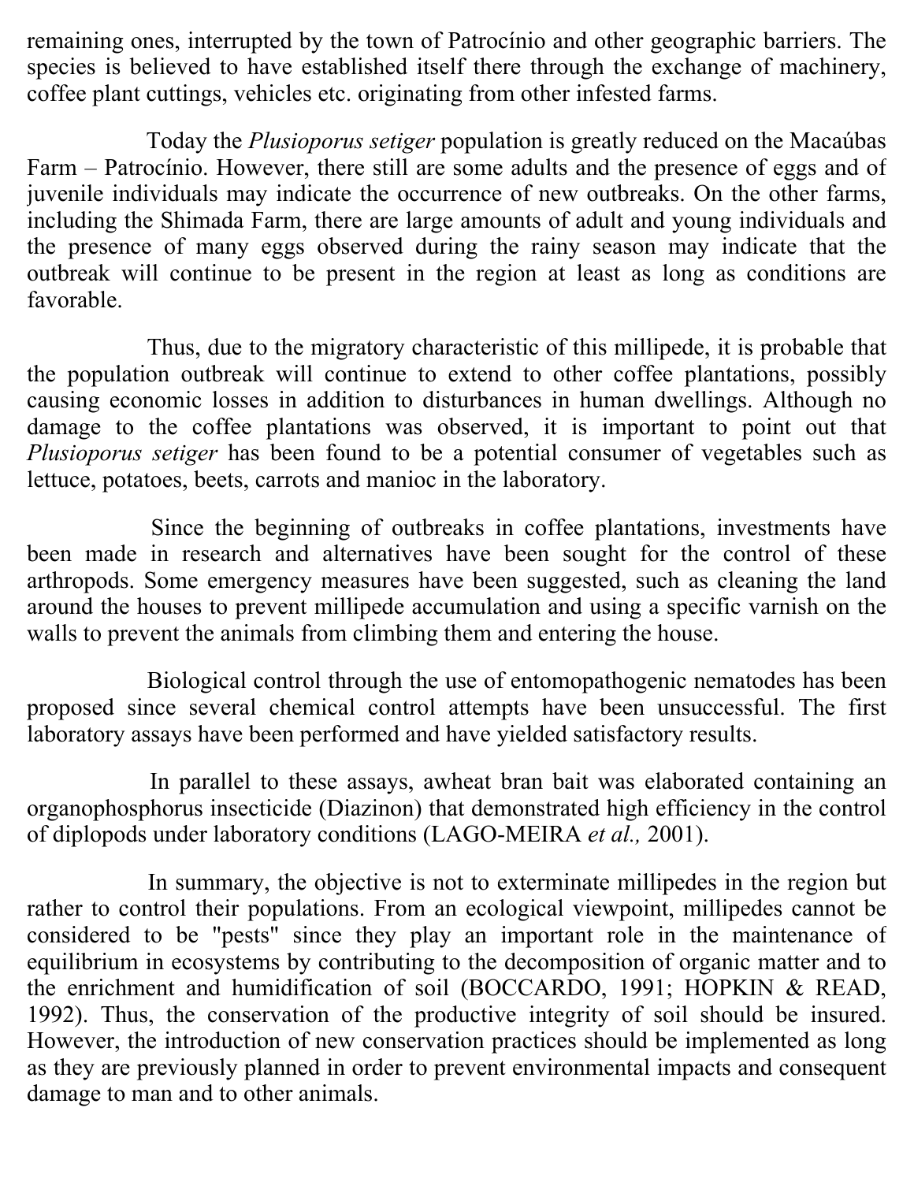remaining ones, interrupted by the town of Patrocínio and other geographic barriers. The species is believed to have established itself there through the exchange of machinery, coffee plant cuttings, vehicles etc. originating from other infested farms.

Today the *Plusioporus setiger* population is greatly reduced on the Macaúbas Farm – Patrocínio. However, there still are some adults and the presence of eggs and of juvenile individuals may indicate the occurrence of new outbreaks. On the other farms, including the Shimada Farm, there are large amounts of adult and young individuals and the presence of many eggs observed during the rainy season may indicate that the outbreak will continue to be present in the region at least as long as conditions are favorable.

Thus, due to the migratory characteristic of this millipede, it is probable that the population outbreak will continue to extend to other coffee plantations, possibly causing economic losses in addition to disturbances in human dwellings. Although no damage to the coffee plantations was observed, it is important to point out that *Plusioporus setiger* has been found to be a potential consumer of vegetables such as lettuce, potatoes, beets, carrots and manioc in the laboratory.

Since the beginning of outbreaks in coffee plantations, investments have been made in research and alternatives have been sought for the control of these arthropods. Some emergency measures have been suggested, such as cleaning the land around the houses to prevent millipede accumulation and using a specific varnish on the walls to prevent the animals from climbing them and entering the house.

Biological control through the use of entomopathogenic nematodes has been proposed since several chemical control attempts have been unsuccessful. The first laboratory assays have been performed and have yielded satisfactory results.

In parallel to these assays, awheat bran bait was elaborated containing an organophosphorus insecticide (Diazinon) that demonstrated high efficiency in the control of diplopods under laboratory conditions (LAGO-MEIRA *et al.,* 2001).

In summary, the objective is not to exterminate millipedes in the region but rather to control their populations. From an ecological viewpoint, millipedes cannot be considered to be "pests" since they play an important role in the maintenance of equilibrium in ecosystems by contributing to the decomposition of organic matter and to the enrichment and humidification of soil (BOCCARDO, 1991; HOPKIN & READ, 1992). Thus, the conservation of the productive integrity of soil should be insured. However, the introduction of new conservation practices should be implemented as long as they are previously planned in order to prevent environmental impacts and consequent damage to man and to other animals.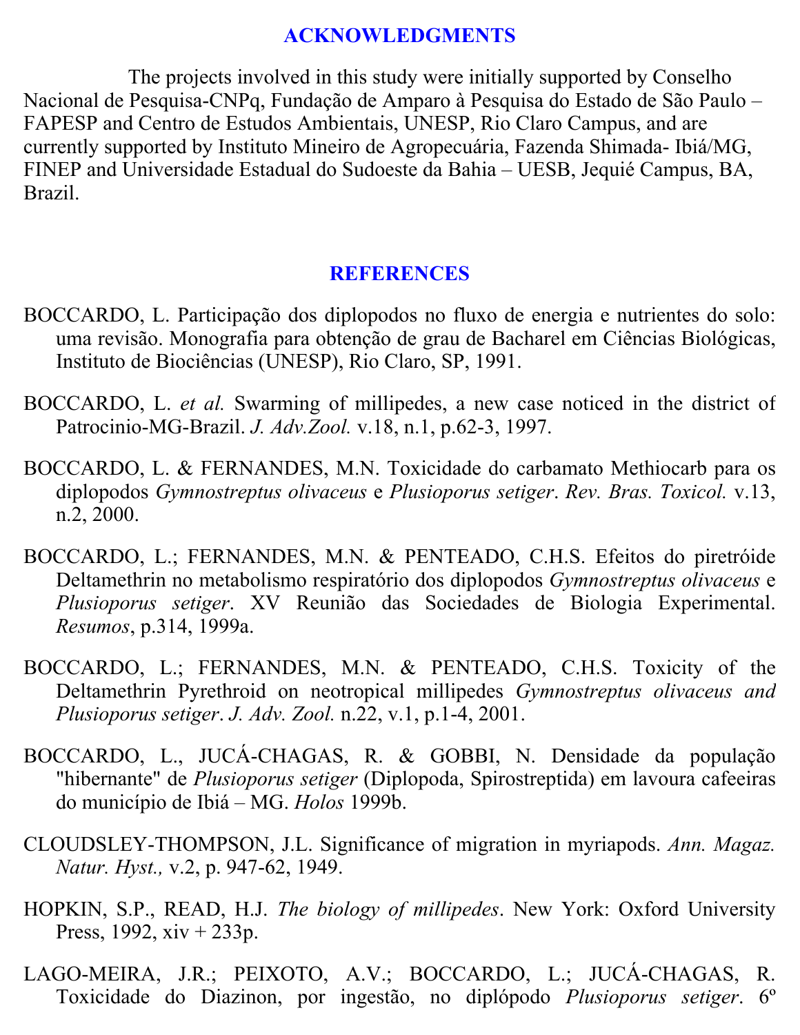## ACKNOWLEDGMENTS

The projects involved in this study were initially supported by Conselho Nacional de Pesquisa-CNPq, Fundação de Amparo à Pesquisa do Estado de São Paulo – FAPESP and Centro de Estudos Ambientais, UNESP, Rio Claro Campus, and are currently supported by Instituto Mineiro de Agropecuária, Fazenda Shimada- Ibiá/MG, FINEP and Universidade Estadual do Sudoeste da Bahia – UESB, Jequié Campus, BA, Brazil.

## REFERENCES

BOCCARDO, L. Participação dos diplopodos no fluxo de energia e nutrientes do solo: uma revisão. Monografia para obtenção de grau de Bacharel em Ciências Biológicas, Instituto de Biociências (UNESP), Rio Claro, SP, 1991.

BOCCARDO, L. *et al.* Swarming of millipedes, a new case noticed in the district of Patrocinio-MG-Brazil. *J. Adv.Zool.* v.18, n.1, p.62-3, 1997.

BOCCARDO, L. & FERNANDES, M.N. Toxicidade do carbamato Methiocarb para os diplopodos *Gymnostreptus olivaceus* e *Plusioporus setiger*. *Rev. Bras. Toxicol.* v.13, n.2, 2000.

BOCCARDO, L.; FERNANDES, M.N. & PENTEADO, C.H.S. Efeitos do piretróide Deltamethrin no metabolismo respiratório dos diplopodos *Gymnostreptus olivaceus* e *Plusioporus setiger*. XV Reunião das Sociedades de Biologia Experimental. *Resumos*, p.314, 1999a.

BOCCARDO, L.; FERNANDES, M.N. & PENTEADO, C.H.S. Toxicity of the Deltamethrin Pyrethroid on neotropical millipedes *Gymnostreptus olivaceus and Plusioporus setiger*. *J. Adv. Zool.* n.22, v.1, p.1-4, 2001.

BOCCARDO, L., JUCÁ-CHAGAS, R. & GOBBI, N. Densidade da população "hibernante" de *Plusioporus setiger* (Diplopoda, Spirostreptida) em lavoura cafeeiras do município de Ibiá – MG. *Holos* 1999b.

CLOUDSLEY-THOMPSON, J.L. Significance of migration in myriapods. *Ann. Magaz. Natur. Hyst.,* v.2, p. 947-62, 1949.

HOPKIN, S.P., READ, H.J. *The biology of millipedes*. New York: Oxford University Press, 1992, xiv + 233p.

LAGO-MEIRA, J.R.; PEIXOTO, A.V.; BOCCARDO, L.; JUCÁ-CHAGAS, R. Toxicidade do Diazinon, por ingestão, no diplópodo *Plusioporus setiger*. 6º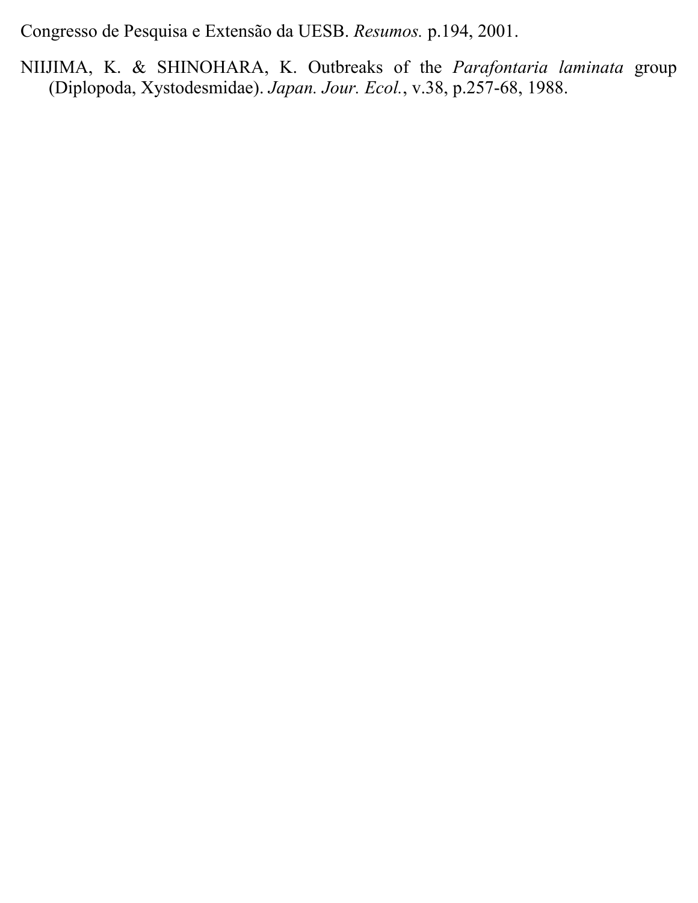Congresso de Pesquisa e Extensão da UESB. *Resumos.* p.194, 2001.

NIIJIMA, K. & SHINOHARA, K. Outbreaks of the *Parafontaria laminata* group (Diplopoda, Xystodesmidae). *Japan. Jour. Ecol.*, v.38, p.257-68, 1988.